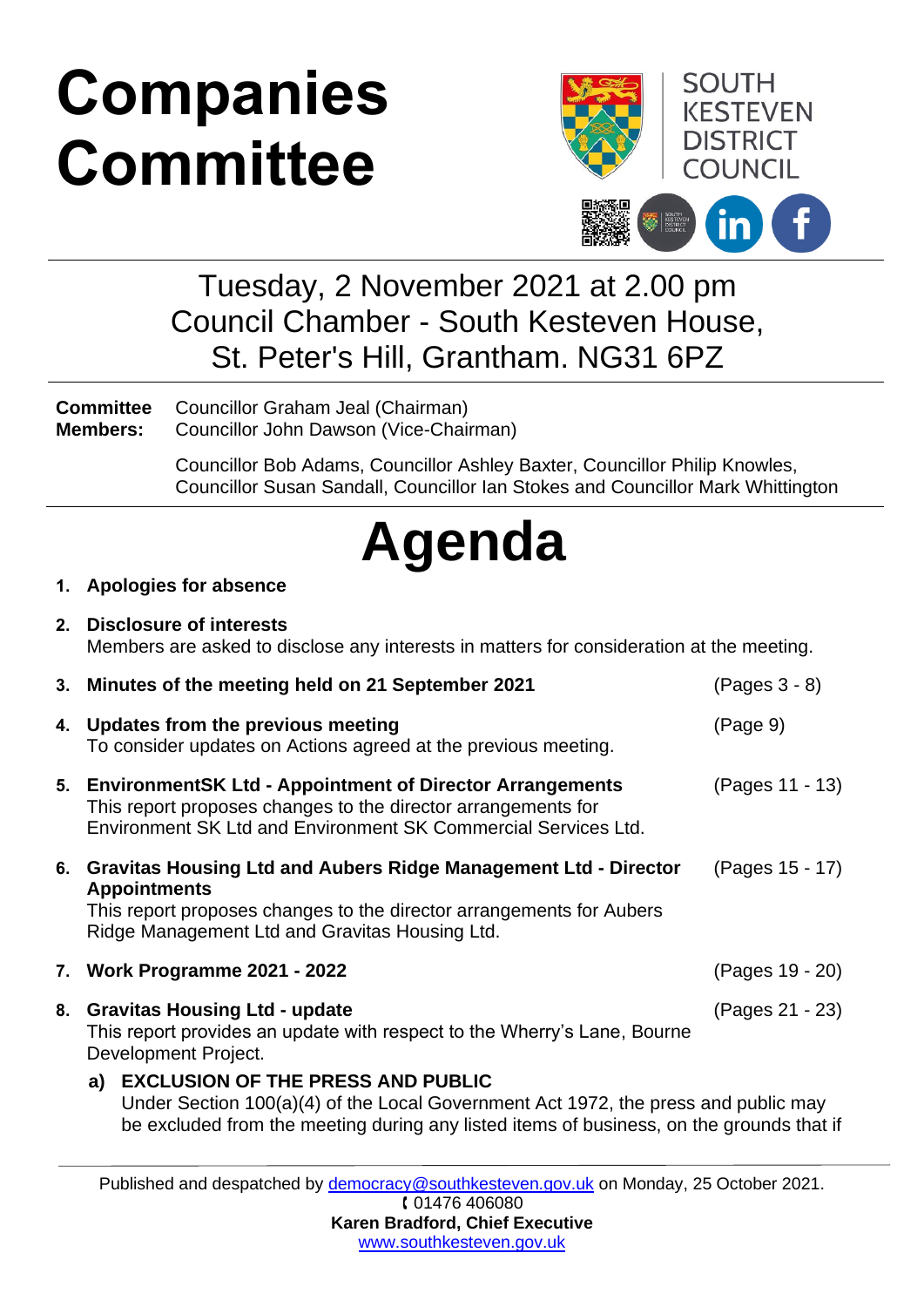# Companies Committee

SOUTH KESTEVEN DISTRICT COUNCIL

## Tuesday, 2 November 2021 at 2.00 pm
## Council Chamber - South Kesteven House, St. Peter's Hill, Grantham. NG31 6PZ

**Committee Members:** Councillor Graham Jeal (Chairman)
Councillor John Dawson (Vice-Chairman)

Councillor Bob Adams, Councillor Ashley Baxter, Councillor Philip Knowles, Councillor Susan Sandall, Councillor Ian Stokes and Councillor Mark Whittington

# Agenda

1. **Apologies for absence**

2. **Disclosure of interests**
   Members are asked to disclose any interests in matters for consideration at the meeting.

3. **Minutes of the meeting held on 21 September 2021** (Pages 3 - 8)

4. **Updates from the previous meeting** (Page 9)
   To consider updates on Actions agreed at the previous meeting.

5. **EnvironmentSK Ltd - Appointment of Director Arrangements** (Pages 11 - 13)
   This report proposes changes to the director arrangements for Environment SK Ltd and Environment SK Commercial Services Ltd.

6. **Gravitas Housing Ltd and Aubers Ridge Management Ltd - Director Appointments** (Pages 15 - 17)
   This report proposes changes to the director arrangements for Aubers Ridge Management Ltd and Gravitas Housing Ltd.

7. **Work Programme 2021 - 2022** (Pages 19 - 20)

8. **Gravitas Housing Ltd - update** (Pages 21 - 23)
   This report provides an update with respect to the Wherry's Lane, Bourne Development Project.

   a) **EXCLUSION OF THE PRESS AND PUBLIC**
   Under Section 100(a)(4) of the Local Government Act 1972, the press and public may be excluded from the meeting during any listed items of business, on the grounds that if

Published and despatched by democracy@southkesteven.gov.uk on Monday, 25 October 2021.
01476 406080
**Karen Bradford, Chief Executive**
www.southkesteven.gov.uk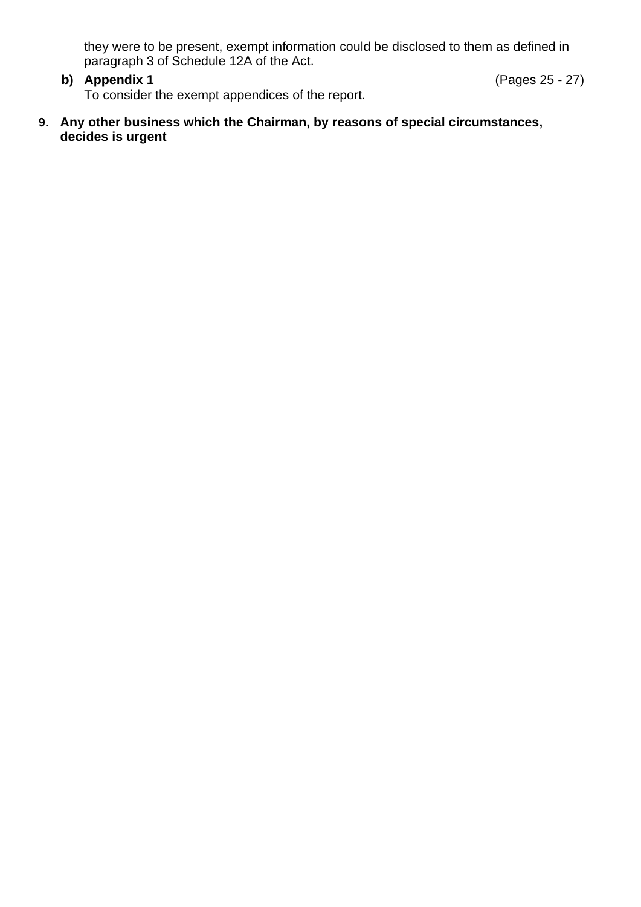they were to be present, exempt information could be disclosed to them as defined in paragraph 3 of Schedule 12A of the Act.

**b) Appendix 1** (Pages 25 - 27)

To consider the exempt appendices of the report.

**9. Any other business which the Chairman, by reasons of special circumstances, decides is urgent**